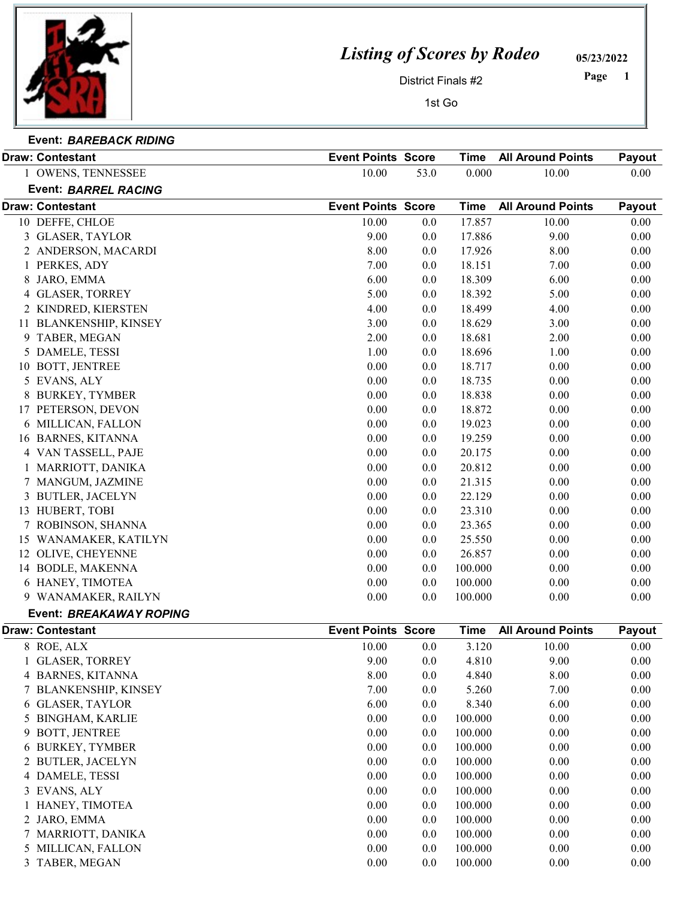# Listing of Scores by Rodeo

District Finals #2

1st Go

05/23/2022

## Event: *BAREBACK RIDING*

| Draw: Contestant | Event Points | Score | Time | All Around Points | Payout |
|---|---|---|---|---|---|
| 1 OWENS, TENNESSEE | 10.00 | 53.0 | 0.000 | 10.00 | 0.00 |

## Event: *BARREL RACING*

| Draw: Contestant | Event Points | Score | Time | All Around Points | Payout |
|---|---|---|---|---|---|
| 10 DEFFE, CHLOE | 10.00 | 0.0 | 17.857 | 10.00 | 0.00 |
| 3 GLASER, TAYLOR | 9.00 | 0.0 | 17.886 | 9.00 | 0.00 |
| 2 ANDERSON, MACARDI | 8.00 | 0.0 | 17.926 | 8.00 | 0.00 |
| 1 PERKES, ADY | 7.00 | 0.0 | 18.151 | 7.00 | 0.00 |
| 8 JARO, EMMA | 6.00 | 0.0 | 18.309 | 6.00 | 0.00 |
| 4 GLASER, TORREY | 5.00 | 0.0 | 18.392 | 5.00 | 0.00 |
| 2 KINDRED, KIERSTEN | 4.00 | 0.0 | 18.499 | 4.00 | 0.00 |
| 11 BLANKENSHIP, KINSEY | 3.00 | 0.0 | 18.629 | 3.00 | 0.00 |
| 9 TABER, MEGAN | 2.00 | 0.0 | 18.681 | 2.00 | 0.00 |
| 5 DAMELE, TESSI | 1.00 | 0.0 | 18.696 | 1.00 | 0.00 |
| 10 BOTT, JENTREE | 0.00 | 0.0 | 18.717 | 0.00 | 0.00 |
| 5 EVANS, ALY | 0.00 | 0.0 | 18.735 | 0.00 | 0.00 |
| 8 BURKEY, TYMBER | 0.00 | 0.0 | 18.838 | 0.00 | 0.00 |
| 17 PETERSON, DEVON | 0.00 | 0.0 | 18.872 | 0.00 | 0.00 |
| 6 MILLICAN, FALLON | 0.00 | 0.0 | 19.023 | 0.00 | 0.00 |
| 16 BARNES, KITANNA | 0.00 | 0.0 | 19.259 | 0.00 | 0.00 |
| 4 VAN TASSELL, PAJE | 0.00 | 0.0 | 20.175 | 0.00 | 0.00 |
| 1 MARRIOTT, DANIKA | 0.00 | 0.0 | 20.812 | 0.00 | 0.00 |
| 7 MANGUM, JAZMINE | 0.00 | 0.0 | 21.315 | 0.00 | 0.00 |
| 3 BUTLER, JACELYN | 0.00 | 0.0 | 22.129 | 0.00 | 0.00 |
| 13 HUBERT, TOBI | 0.00 | 0.0 | 23.310 | 0.00 | 0.00 |
| 7 ROBINSON, SHANNA | 0.00 | 0.0 | 23.365 | 0.00 | 0.00 |
| 15 WANAMAKER, KATILYN | 0.00 | 0.0 | 25.550 | 0.00 | 0.00 |
| 12 OLIVE, CHEYENNE | 0.00 | 0.0 | 26.857 | 0.00 | 0.00 |
| 14 BODLE, MAKENNA | 0.00 | 0.0 | 100.000 | 0.00 | 0.00 |
| 6 HANEY, TIMOTEA | 0.00 | 0.0 | 100.000 | 0.00 | 0.00 |
| 9 WANAMAKER, RAILYN | 0.00 | 0.0 | 100.000 | 0.00 | 0.00 |

## Event: *BREAKAWAY ROPING*

| Draw: Contestant | Event Points | Score | Time | All Around Points | Payout |
|---|---|---|---|---|---|
| 8 ROE, ALX | 10.00 | 0.0 | 3.120 | 10.00 | 0.00 |
| 1 GLASER, TORREY | 9.00 | 0.0 | 4.810 | 9.00 | 0.00 |
| 4 BARNES, KITANNA | 8.00 | 0.0 | 4.840 | 8.00 | 0.00 |
| 7 BLANKENSHIP, KINSEY | 7.00 | 0.0 | 5.260 | 7.00 | 0.00 |
| 6 GLASER, TAYLOR | 6.00 | 0.0 | 8.340 | 6.00 | 0.00 |
| 5 BINGHAM, KARLIE | 0.00 | 0.0 | 100.000 | 0.00 | 0.00 |
| 9 BOTT, JENTREE | 0.00 | 0.0 | 100.000 | 0.00 | 0.00 |
| 6 BURKEY, TYMBER | 0.00 | 0.0 | 100.000 | 0.00 | 0.00 |
| 2 BUTLER, JACELYN | 0.00 | 0.0 | 100.000 | 0.00 | 0.00 |
| 4 DAMELE, TESSI | 0.00 | 0.0 | 100.000 | 0.00 | 0.00 |
| 3 EVANS, ALY | 0.00 | 0.0 | 100.000 | 0.00 | 0.00 |
| 1 HANEY, TIMOTEA | 0.00 | 0.0 | 100.000 | 0.00 | 0.00 |
| 2 JARO, EMMA | 0.00 | 0.0 | 100.000 | 0.00 | 0.00 |
| 7 MARRIOTT, DANIKA | 0.00 | 0.0 | 100.000 | 0.00 | 0.00 |
| 5 MILLICAN, FALLON | 0.00 | 0.0 | 100.000 | 0.00 | 0.00 |
| 3 TABER, MEGAN | 0.00 | 0.0 | 100.000 | 0.00 | 0.00 |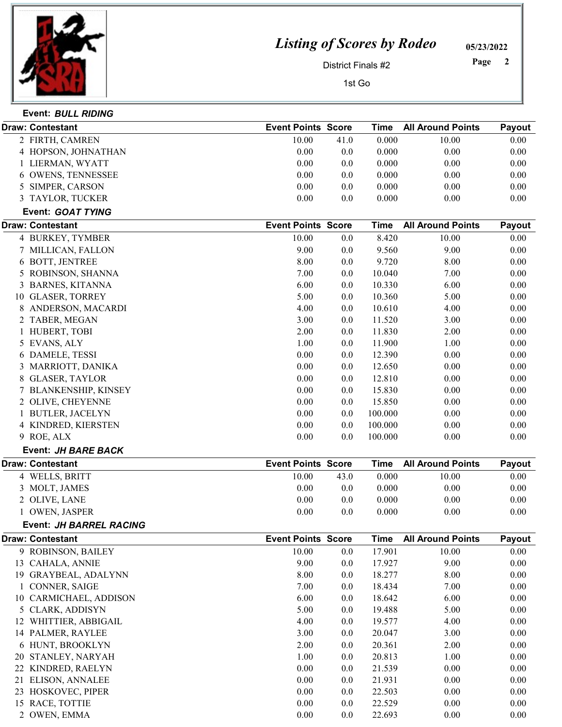# Listing of Scores by Rodeo

District Finals #2

1st Go

05/23/2022

## Event: *BULL RIDING*

| Draw: Contestant | Event Points | Score | Time | All Around Points | Payout |
|---|---|---|---|---|---|
| 2 FIRTH, CAMREN | 10.00 | 41.0 | 0.000 | 10.00 | 0.00 |
| 4 HOPSON, JOHNATHAN | 0.00 | 0.0 | 0.000 | 0.00 | 0.00 |
| 1 LIERMAN, WYATT | 0.00 | 0.0 | 0.000 | 0.00 | 0.00 |
| 6 OWENS, TENNESSEE | 0.00 | 0.0 | 0.000 | 0.00 | 0.00 |
| 5 SIMPER, CARSON | 0.00 | 0.0 | 0.000 | 0.00 | 0.00 |
| 3 TAYLOR, TUCKER | 0.00 | 0.0 | 0.000 | 0.00 | 0.00 |

## Event: *GOAT TYING*

| Draw: Contestant | Event Points | Score | Time | All Around Points | Payout |
|---|---|---|---|---|---|
| 4 BURKEY, TYMBER | 10.00 | 0.0 | 8.420 | 10.00 | 0.00 |
| 7 MILLICAN, FALLON | 9.00 | 0.0 | 9.560 | 9.00 | 0.00 |
| 6 BOTT, JENTREE | 8.00 | 0.0 | 9.720 | 8.00 | 0.00 |
| 5 ROBINSON, SHANNA | 7.00 | 0.0 | 10.040 | 7.00 | 0.00 |
| 3 BARNES, KITANNA | 6.00 | 0.0 | 10.330 | 6.00 | 0.00 |
| 10 GLASER, TORREY | 5.00 | 0.0 | 10.360 | 5.00 | 0.00 |
| 8 ANDERSON, MACARDI | 4.00 | 0.0 | 10.610 | 4.00 | 0.00 |
| 2 TABER, MEGAN | 3.00 | 0.0 | 11.520 | 3.00 | 0.00 |
| 1 HUBERT, TOBI | 2.00 | 0.0 | 11.830 | 2.00 | 0.00 |
| 5 EVANS, ALY | 1.00 | 0.0 | 11.900 | 1.00 | 0.00 |
| 6 DAMELE, TESSI | 0.00 | 0.0 | 12.390 | 0.00 | 0.00 |
| 3 MARRIOTT, DANIKA | 0.00 | 0.0 | 12.650 | 0.00 | 0.00 |
| 8 GLASER, TAYLOR | 0.00 | 0.0 | 12.810 | 0.00 | 0.00 |
| 7 BLANKENSHIP, KINSEY | 0.00 | 0.0 | 15.830 | 0.00 | 0.00 |
| 2 OLIVE, CHEYENNE | 0.00 | 0.0 | 15.850 | 0.00 | 0.00 |
| 1 BUTLER, JACELYN | 0.00 | 0.0 | 100.000 | 0.00 | 0.00 |
| 4 KINDRED, KIERSTEN | 0.00 | 0.0 | 100.000 | 0.00 | 0.00 |
| 9 ROE, ALX | 0.00 | 0.0 | 100.000 | 0.00 | 0.00 |

## Event: *JH BARE BACK*

| Draw: Contestant | Event Points | Score | Time | All Around Points | Payout |
|---|---|---|---|---|---|
| 4 WELLS, BRITT | 10.00 | 43.0 | 0.000 | 10.00 | 0.00 |
| 3 MOLT, JAMES | 0.00 | 0.0 | 0.000 | 0.00 | 0.00 |
| 2 OLIVE, LANE | 0.00 | 0.0 | 0.000 | 0.00 | 0.00 |
| 1 OWEN, JASPER | 0.00 | 0.0 | 0.000 | 0.00 | 0.00 |

## Event: *JH BARREL RACING*

| Draw: Contestant | Event Points | Score | Time | All Around Points | Payout |
|---|---|---|---|---|---|
| 9 ROBINSON, BAILEY | 10.00 | 0.0 | 17.901 | 10.00 | 0.00 |
| 13 CAHALA, ANNIE | 9.00 | 0.0 | 17.927 | 9.00 | 0.00 |
| 19 GRAYBEAL, ADALYNN | 8.00 | 0.0 | 18.277 | 8.00 | 0.00 |
| 1 CONNER, SAIGE | 7.00 | 0.0 | 18.434 | 7.00 | 0.00 |
| 10 CARMICHAEL, ADDISON | 6.00 | 0.0 | 18.642 | 6.00 | 0.00 |
| 5 CLARK, ADDISYN | 5.00 | 0.0 | 19.488 | 5.00 | 0.00 |
| 12 WHITTIER, ABBIGAIL | 4.00 | 0.0 | 19.577 | 4.00 | 0.00 |
| 14 PALMER, RAYLEE | 3.00 | 0.0 | 20.047 | 3.00 | 0.00 |
| 6 HUNT, BROOKLYN | 2.00 | 0.0 | 20.361 | 2.00 | 0.00 |
| 20 STANLEY, NARYAH | 1.00 | 0.0 | 20.813 | 1.00 | 0.00 |
| 22 KINDRED, RAELYN | 0.00 | 0.0 | 21.539 | 0.00 | 0.00 |
| 21 ELISON, ANNALEE | 0.00 | 0.0 | 21.931 | 0.00 | 0.00 |
| 23 HOSKOVEC, PIPER | 0.00 | 0.0 | 22.503 | 0.00 | 0.00 |
| 15 RACE, TOTTIE | 0.00 | 0.0 | 22.529 | 0.00 | 0.00 |
| 2 OWEN, EMMA | 0.00 | 0.0 | 22.693 | 0.00 | 0.00 |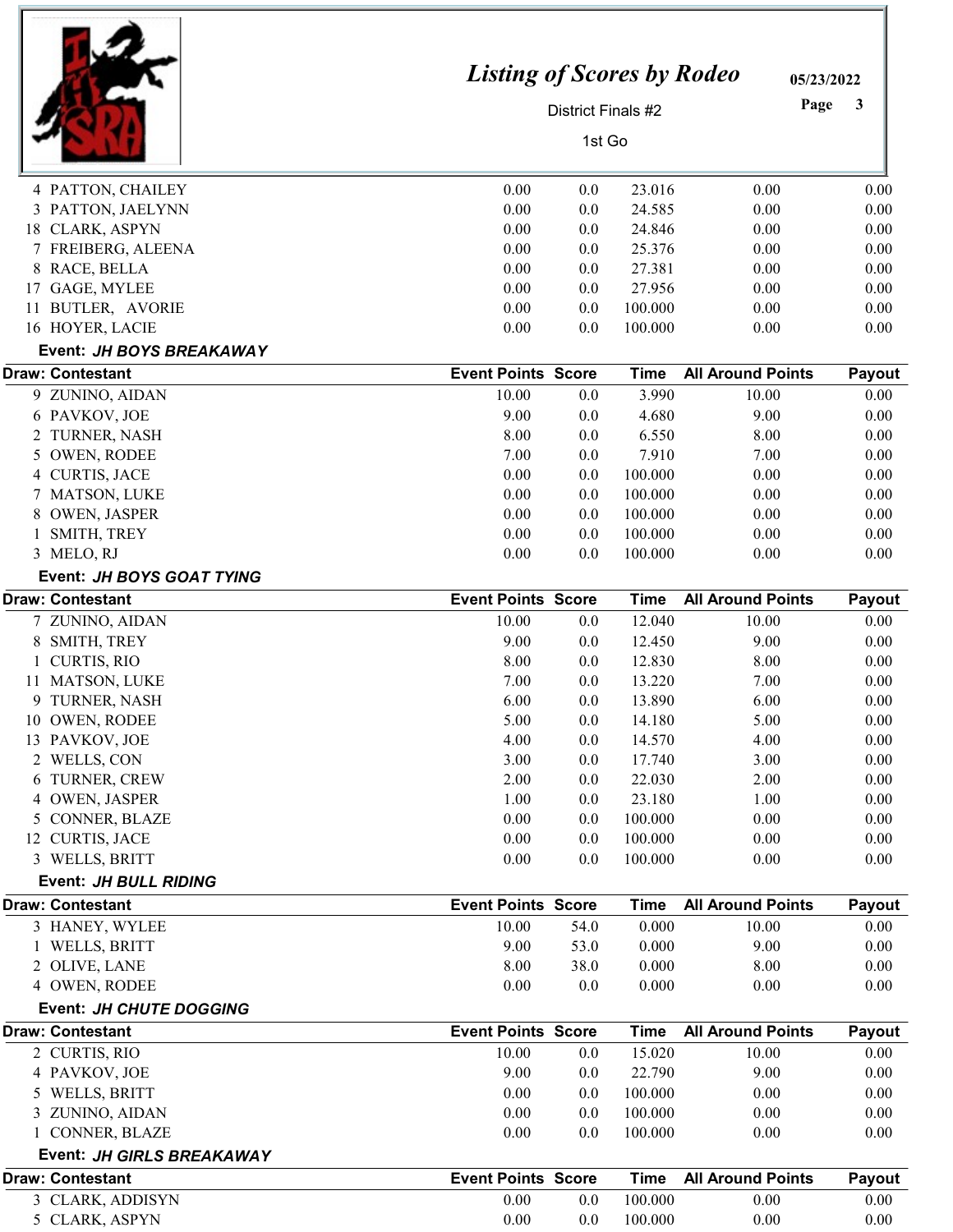# Listing of Scores by Rodeo

District Finals #2

1st Go

05/23/2022

| Draw | Contestant | Event Points | Score | Time | All Around Points | Payout |
|---|---|---|---|---|---|---|
| 4 | PATTON, CHAILEY | 0.00 | 0.0 | 23.016 | 0.00 | 0.00 |
| 3 | PATTON, JAELYNN | 0.00 | 0.0 | 24.585 | 0.00 | 0.00 |
| 18 | CLARK, ASPYN | 0.00 | 0.0 | 24.846 | 0.00 | 0.00 |
| 7 | FREIBERG, ALEENA | 0.00 | 0.0 | 25.376 | 0.00 | 0.00 |
| 8 | RACE, BELLA | 0.00 | 0.0 | 27.381 | 0.00 | 0.00 |
| 17 | GAGE, MYLEE | 0.00 | 0.0 | 27.956 | 0.00 | 0.00 |
| 11 | BUTLER, AVORIE | 0.00 | 0.0 | 100.000 | 0.00 | 0.00 |
| 16 | HOYER, LACIE | 0.00 | 0.0 | 100.000 | 0.00 | 0.00 |

**Event: *JH BOYS BREAKAWAY***

| Draw | Contestant | Event Points | Score | Time | All Around Points | Payout |
|---|---|---|---|---|---|---|
| 9 | ZUNINO, AIDAN | 10.00 | 0.0 | 3.990 | 10.00 | 0.00 |
| 6 | PAVKOV, JOE | 9.00 | 0.0 | 4.680 | 9.00 | 0.00 |
| 2 | TURNER, NASH | 8.00 | 0.0 | 6.550 | 8.00 | 0.00 |
| 5 | OWEN, RODEE | 7.00 | 0.0 | 7.910 | 7.00 | 0.00 |
| 4 | CURTIS, JACE | 0.00 | 0.0 | 100.000 | 0.00 | 0.00 |
| 7 | MATSON, LUKE | 0.00 | 0.0 | 100.000 | 0.00 | 0.00 |
| 8 | OWEN, JASPER | 0.00 | 0.0 | 100.000 | 0.00 | 0.00 |
| 1 | SMITH, TREY | 0.00 | 0.0 | 100.000 | 0.00 | 0.00 |
| 3 | MELO, RJ | 0.00 | 0.0 | 100.000 | 0.00 | 0.00 |

**Event: *JH BOYS GOAT TYING***

| Draw | Contestant | Event Points | Score | Time | All Around Points | Payout |
|---|---|---|---|---|---|---|
| 7 | ZUNINO, AIDAN | 10.00 | 0.0 | 12.040 | 10.00 | 0.00 |
| 8 | SMITH, TREY | 9.00 | 0.0 | 12.450 | 9.00 | 0.00 |
| 1 | CURTIS, RIO | 8.00 | 0.0 | 12.830 | 8.00 | 0.00 |
| 11 | MATSON, LUKE | 7.00 | 0.0 | 13.220 | 7.00 | 0.00 |
| 9 | TURNER, NASH | 6.00 | 0.0 | 13.890 | 6.00 | 0.00 |
| 10 | OWEN, RODEE | 5.00 | 0.0 | 14.180 | 5.00 | 0.00 |
| 13 | PAVKOV, JOE | 4.00 | 0.0 | 14.570 | 4.00 | 0.00 |
| 2 | WELLS, CON | 3.00 | 0.0 | 17.740 | 3.00 | 0.00 |
| 6 | TURNER, CREW | 2.00 | 0.0 | 22.030 | 2.00 | 0.00 |
| 4 | OWEN, JASPER | 1.00 | 0.0 | 23.180 | 1.00 | 0.00 |
| 5 | CONNER, BLAZE | 0.00 | 0.0 | 100.000 | 0.00 | 0.00 |
| 12 | CURTIS, JACE | 0.00 | 0.0 | 100.000 | 0.00 | 0.00 |
| 3 | WELLS, BRITT | 0.00 | 0.0 | 100.000 | 0.00 | 0.00 |

**Event: *JH BULL RIDING***

| Draw | Contestant | Event Points | Score | Time | All Around Points | Payout |
|---|---|---|---|---|---|---|
| 3 | HANEY, WYLEE | 10.00 | 54.0 | 0.000 | 10.00 | 0.00 |
| 1 | WELLS, BRITT | 9.00 | 53.0 | 0.000 | 9.00 | 0.00 |
| 2 | OLIVE, LANE | 8.00 | 38.0 | 0.000 | 8.00 | 0.00 |
| 4 | OWEN, RODEE | 0.00 | 0.0 | 0.000 | 0.00 | 0.00 |

**Event: *JH CHUTE DOGGING***

| Draw | Contestant | Event Points | Score | Time | All Around Points | Payout |
|---|---|---|---|---|---|---|
| 2 | CURTIS, RIO | 10.00 | 0.0 | 15.020 | 10.00 | 0.00 |
| 4 | PAVKOV, JOE | 9.00 | 0.0 | 22.790 | 9.00 | 0.00 |
| 5 | WELLS, BRITT | 0.00 | 0.0 | 100.000 | 0.00 | 0.00 |
| 3 | ZUNINO, AIDAN | 0.00 | 0.0 | 100.000 | 0.00 | 0.00 |
| 1 | CONNER, BLAZE | 0.00 | 0.0 | 100.000 | 0.00 | 0.00 |

**Event: *JH GIRLS BREAKAWAY***

| Draw | Contestant | Event Points | Score | Time | All Around Points | Payout |
|---|---|---|---|---|---|---|
| 3 | CLARK, ADDISYN | 0.00 | 0.0 | 100.000 | 0.00 | 0.00 |
| 5 | CLARK, ASPYN | 0.00 | 0.0 | 100.000 | 0.00 | 0.00 |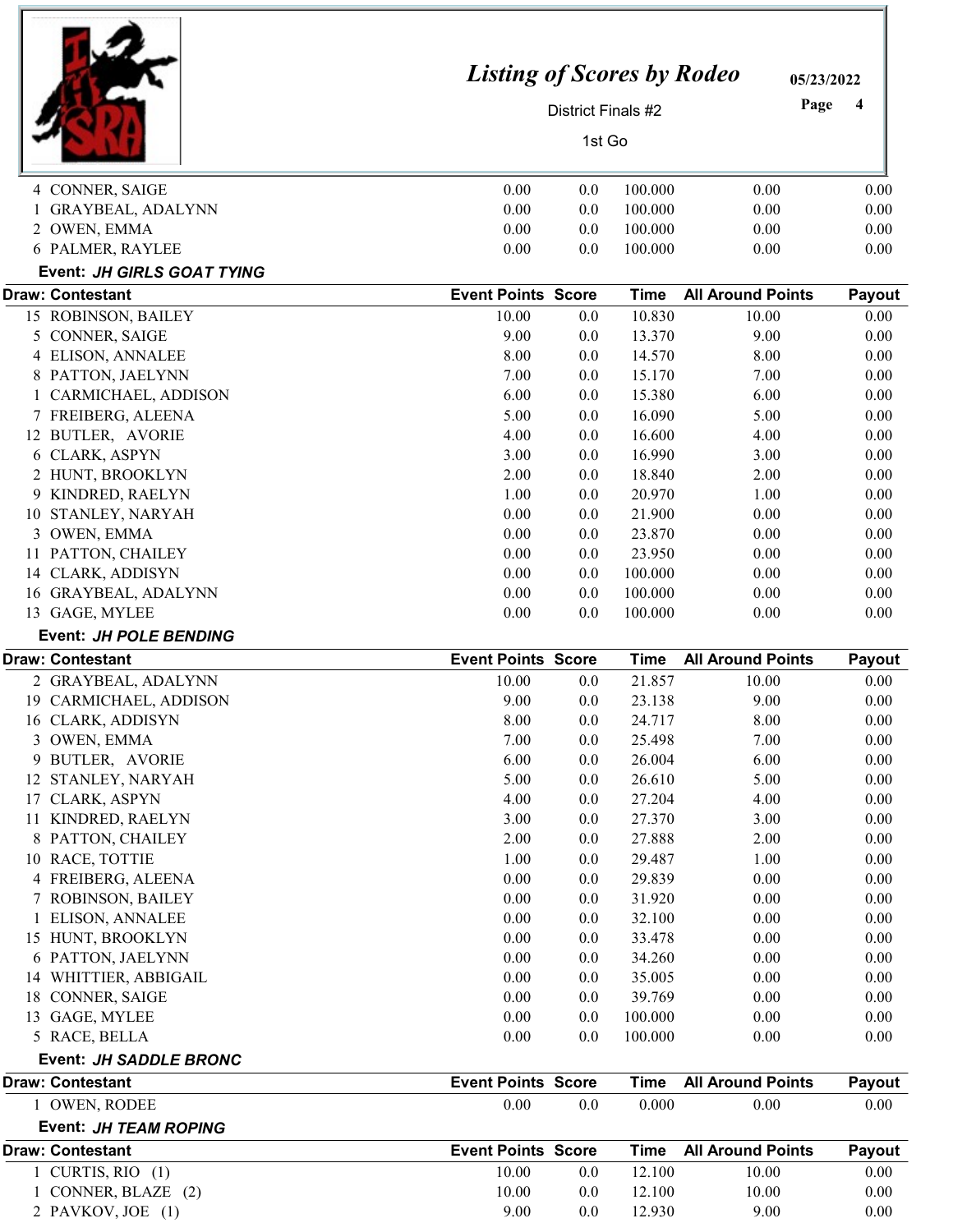# Listing of Scores by Rodeo

District Finals #2

1st Go

05/23/2022

| Draw: Contestant | Event Points | Score | Time | All Around Points | Payout |
|---|---|---|---|---|---|
| 4 CONNER, SAIGE | 0.00 | 0.0 | 100.000 | 0.00 | 0.00 |
| 1 GRAYBEAL, ADALYNN | 0.00 | 0.0 | 100.000 | 0.00 | 0.00 |
| 2 OWEN, EMMA | 0.00 | 0.0 | 100.000 | 0.00 | 0.00 |
| 6 PALMER, RAYLEE | 0.00 | 0.0 | 100.000 | 0.00 | 0.00 |

**Event: *JH GIRLS GOAT TYING***

| Draw: Contestant | Event Points | Score | Time | All Around Points | Payout |
|---|---|---|---|---|---|
| 15 ROBINSON, BAILEY | 10.00 | 0.0 | 10.830 | 10.00 | 0.00 |
| 5 CONNER, SAIGE | 9.00 | 0.0 | 13.370 | 9.00 | 0.00 |
| 4 ELISON, ANNALEE | 8.00 | 0.0 | 14.570 | 8.00 | 0.00 |
| 8 PATTON, JAELYNN | 7.00 | 0.0 | 15.170 | 7.00 | 0.00 |
| 1 CARMICHAEL, ADDISON | 6.00 | 0.0 | 15.380 | 6.00 | 0.00 |
| 7 FREIBERG, ALEENA | 5.00 | 0.0 | 16.090 | 5.00 | 0.00 |
| 12 BUTLER, AVORIE | 4.00 | 0.0 | 16.600 | 4.00 | 0.00 |
| 6 CLARK, ASPYN | 3.00 | 0.0 | 16.990 | 3.00 | 0.00 |
| 2 HUNT, BROOKLYN | 2.00 | 0.0 | 18.840 | 2.00 | 0.00 |
| 9 KINDRED, RAELYN | 1.00 | 0.0 | 20.970 | 1.00 | 0.00 |
| 10 STANLEY, NARYAH | 0.00 | 0.0 | 21.900 | 0.00 | 0.00 |
| 3 OWEN, EMMA | 0.00 | 0.0 | 23.870 | 0.00 | 0.00 |
| 11 PATTON, CHAILEY | 0.00 | 0.0 | 23.950 | 0.00 | 0.00 |
| 14 CLARK, ADDISYN | 0.00 | 0.0 | 100.000 | 0.00 | 0.00 |
| 16 GRAYBEAL, ADALYNN | 0.00 | 0.0 | 100.000 | 0.00 | 0.00 |
| 13 GAGE, MYLEE | 0.00 | 0.0 | 100.000 | 0.00 | 0.00 |

**Event: *JH POLE BENDING***

| Draw: Contestant | Event Points | Score | Time | All Around Points | Payout |
|---|---|---|---|---|---|
| 2 GRAYBEAL, ADALYNN | 10.00 | 0.0 | 21.857 | 10.00 | 0.00 |
| 19 CARMICHAEL, ADDISON | 9.00 | 0.0 | 23.138 | 9.00 | 0.00 |
| 16 CLARK, ADDISYN | 8.00 | 0.0 | 24.717 | 8.00 | 0.00 |
| 3 OWEN, EMMA | 7.00 | 0.0 | 25.498 | 7.00 | 0.00 |
| 9 BUTLER, AVORIE | 6.00 | 0.0 | 26.004 | 6.00 | 0.00 |
| 12 STANLEY, NARYAH | 5.00 | 0.0 | 26.610 | 5.00 | 0.00 |
| 17 CLARK, ASPYN | 4.00 | 0.0 | 27.204 | 4.00 | 0.00 |
| 11 KINDRED, RAELYN | 3.00 | 0.0 | 27.370 | 3.00 | 0.00 |
| 8 PATTON, CHAILEY | 2.00 | 0.0 | 27.888 | 2.00 | 0.00 |
| 10 RACE, TOTTIE | 1.00 | 0.0 | 29.487 | 1.00 | 0.00 |
| 4 FREIBERG, ALEENA | 0.00 | 0.0 | 29.839 | 0.00 | 0.00 |
| 7 ROBINSON, BAILEY | 0.00 | 0.0 | 31.920 | 0.00 | 0.00 |
| 1 ELISON, ANNALEE | 0.00 | 0.0 | 32.100 | 0.00 | 0.00 |
| 15 HUNT, BROOKLYN | 0.00 | 0.0 | 33.478 | 0.00 | 0.00 |
| 6 PATTON, JAELYNN | 0.00 | 0.0 | 34.260 | 0.00 | 0.00 |
| 14 WHITTIER, ABBIGAIL | 0.00 | 0.0 | 35.005 | 0.00 | 0.00 |
| 18 CONNER, SAIGE | 0.00 | 0.0 | 39.769 | 0.00 | 0.00 |
| 13 GAGE, MYLEE | 0.00 | 0.0 | 100.000 | 0.00 | 0.00 |
| 5 RACE, BELLA | 0.00 | 0.0 | 100.000 | 0.00 | 0.00 |

**Event: *JH SADDLE BRONC***

| Draw: Contestant | Event Points | Score | Time | All Around Points | Payout |
|---|---|---|---|---|---|
| 1 OWEN, RODEE | 0.00 | 0.0 | 0.000 | 0.00 | 0.00 |

**Event: *JH TEAM ROPING***

| Draw: Contestant | Event Points | Score | Time | All Around Points | Payout |
|---|---|---|---|---|---|
| 1 CURTIS, RIO (1) | 10.00 | 0.0 | 12.100 | 10.00 | 0.00 |
| 1 CONNER, BLAZE (2) | 10.00 | 0.0 | 12.100 | 10.00 | 0.00 |
| 2 PAVKOV, JOE (1) | 9.00 | 0.0 | 12.930 | 9.00 | 0.00 |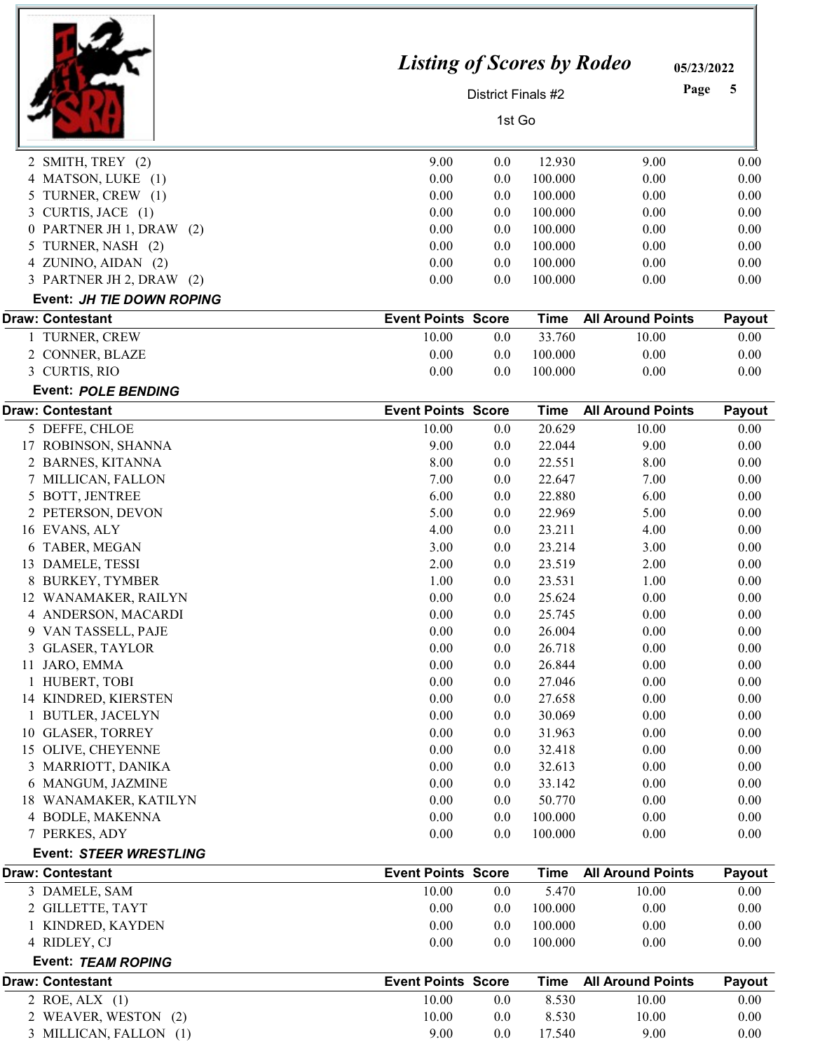| Draw: Contestant | Event Points | Score | Time | All Around Points | Payout |
|---|---|---|---|---|---|
| 2 SMITH, TREY (2) | 9.00 | 0.0 | 12.930 | 9.00 | 0.00 |
| 4 MATSON, LUKE (1) | 0.00 | 0.0 | 100.000 | 0.00 | 0.00 |
| 5 TURNER, CREW (1) | 0.00 | 0.0 | 100.000 | 0.00 | 0.00 |
| 3 CURTIS, JACE (1) | 0.00 | 0.0 | 100.000 | 0.00 | 0.00 |
| 0 PARTNER JH 1, DRAW (2) | 0.00 | 0.0 | 100.000 | 0.00 | 0.00 |
| 5 TURNER, NASH (2) | 0.00 | 0.0 | 100.000 | 0.00 | 0.00 |
| 4 ZUNINO, AIDAN (2) | 0.00 | 0.0 | 100.000 | 0.00 | 0.00 |
| 3 PARTNER JH 2, DRAW (2) | 0.00 | 0.0 | 100.000 | 0.00 | 0.00 |

**Event:** ***JH TIE DOWN ROPING***

| Draw: Contestant | Event Points | Score | Time | All Around Points | Payout |
|---|---|---|---|---|---|
| 1 TURNER, CREW | 10.00 | 0.0 | 33.760 | 10.00 | 0.00 |
| 2 CONNER, BLAZE | 0.00 | 0.0 | 100.000 | 0.00 | 0.00 |
| 3 CURTIS, RIO | 0.00 | 0.0 | 100.000 | 0.00 | 0.00 |

**Event:** ***POLE BENDING***

| Draw: Contestant | Event Points | Score | Time | All Around Points | Payout |
|---|---|---|---|---|---|
| 5 DEFFE, CHLOE | 10.00 | 0.0 | 20.629 | 10.00 | 0.00 |
| 17 ROBINSON, SHANNA | 9.00 | 0.0 | 22.044 | 9.00 | 0.00 |
| 2 BARNES, KITANNA | 8.00 | 0.0 | 22.551 | 8.00 | 0.00 |
| 7 MILLICAN, FALLON | 7.00 | 0.0 | 22.647 | 7.00 | 0.00 |
| 5 BOTT, JENTREE | 6.00 | 0.0 | 22.880 | 6.00 | 0.00 |
| 2 PETERSON, DEVON | 5.00 | 0.0 | 22.969 | 5.00 | 0.00 |
| 16 EVANS, ALY | 4.00 | 0.0 | 23.211 | 4.00 | 0.00 |
| 6 TABER, MEGAN | 3.00 | 0.0 | 23.214 | 3.00 | 0.00 |
| 13 DAMELE, TESSI | 2.00 | 0.0 | 23.519 | 2.00 | 0.00 |
| 8 BURKEY, TYMBER | 1.00 | 0.0 | 23.531 | 1.00 | 0.00 |
| 12 WANAMAKER, RAILYN | 0.00 | 0.0 | 25.624 | 0.00 | 0.00 |
| 4 ANDERSON, MACARDI | 0.00 | 0.0 | 25.745 | 0.00 | 0.00 |
| 9 VAN TASSELL, PAJE | 0.00 | 0.0 | 26.004 | 0.00 | 0.00 |
| 3 GLASER, TAYLOR | 0.00 | 0.0 | 26.718 | 0.00 | 0.00 |
| 11 JARO, EMMA | 0.00 | 0.0 | 26.844 | 0.00 | 0.00 |
| 1 HUBERT, TOBI | 0.00 | 0.0 | 27.046 | 0.00 | 0.00 |
| 14 KINDRED, KIERSTEN | 0.00 | 0.0 | 27.658 | 0.00 | 0.00 |
| 1 BUTLER, JACELYN | 0.00 | 0.0 | 30.069 | 0.00 | 0.00 |
| 10 GLASER, TORREY | 0.00 | 0.0 | 31.963 | 0.00 | 0.00 |
| 15 OLIVE, CHEYENNE | 0.00 | 0.0 | 32.418 | 0.00 | 0.00 |
| 3 MARRIOTT, DANIKA | 0.00 | 0.0 | 32.613 | 0.00 | 0.00 |
| 6 MANGUM, JAZMINE | 0.00 | 0.0 | 33.142 | 0.00 | 0.00 |
| 18 WANAMAKER, KATILYN | 0.00 | 0.0 | 50.770 | 0.00 | 0.00 |
| 4 BODLE, MAKENNA | 0.00 | 0.0 | 100.000 | 0.00 | 0.00 |
| 7 PERKES, ADY | 0.00 | 0.0 | 100.000 | 0.00 | 0.00 |

**Event:** ***STEER WRESTLING***

| Draw: Contestant | Event Points | Score | Time | All Around Points | Payout |
|---|---|---|---|---|---|
| 3 DAMELE, SAM | 10.00 | 0.0 | 5.470 | 10.00 | 0.00 |
| 2 GILLETTE, TAYT | 0.00 | 0.0 | 100.000 | 0.00 | 0.00 |
| 1 KINDRED, KAYDEN | 0.00 | 0.0 | 100.000 | 0.00 | 0.00 |
| 4 RIDLEY, CJ | 0.00 | 0.0 | 100.000 | 0.00 | 0.00 |

**Event:** ***TEAM ROPING***

| Draw: Contestant | Event Points | Score | Time | All Around Points | Payout |
|---|---|---|---|---|---|
| 2 ROE, ALX (1) | 10.00 | 0.0 | 8.530 | 10.00 | 0.00 |
| 2 WEAVER, WESTON (2) | 10.00 | 0.0 | 8.530 | 10.00 | 0.00 |
| 3 MILLICAN, FALLON (1) | 9.00 | 0.0 | 17.540 | 9.00 | 0.00 |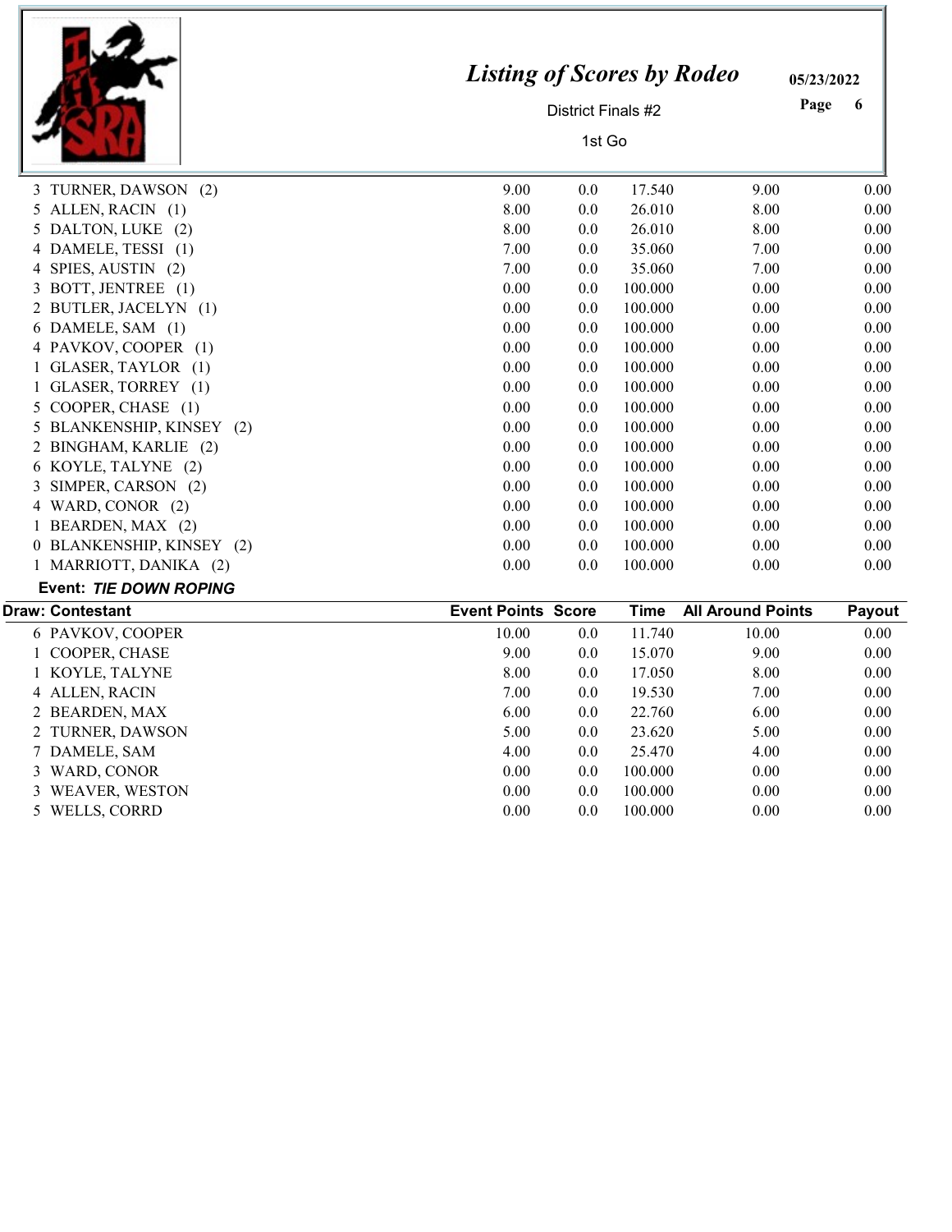# Listing of Scores by Rodeo

District Finals #2

1st Go

05/23/2022

| Draw: Contestant | Event Points | Score | Time | All Around Points | Payout |
|---|---|---|---|---|---|
| 3 TURNER, DAWSON (2) | 9.00 | 0.0 | 17.540 | 9.00 | 0.00 |
| 5 ALLEN, RACIN (1) | 8.00 | 0.0 | 26.010 | 8.00 | 0.00 |
| 5 DALTON, LUKE (2) | 8.00 | 0.0 | 26.010 | 8.00 | 0.00 |
| 4 DAMELE, TESSI (1) | 7.00 | 0.0 | 35.060 | 7.00 | 0.00 |
| 4 SPIES, AUSTIN (2) | 7.00 | 0.0 | 35.060 | 7.00 | 0.00 |
| 3 BOTT, JENTREE (1) | 0.00 | 0.0 | 100.000 | 0.00 | 0.00 |
| 2 BUTLER, JACELYN (1) | 0.00 | 0.0 | 100.000 | 0.00 | 0.00 |
| 6 DAMELE, SAM (1) | 0.00 | 0.0 | 100.000 | 0.00 | 0.00 |
| 4 PAVKOV, COOPER (1) | 0.00 | 0.0 | 100.000 | 0.00 | 0.00 |
| 1 GLASER, TAYLOR (1) | 0.00 | 0.0 | 100.000 | 0.00 | 0.00 |
| 1 GLASER, TORREY (1) | 0.00 | 0.0 | 100.000 | 0.00 | 0.00 |
| 5 COOPER, CHASE (1) | 0.00 | 0.0 | 100.000 | 0.00 | 0.00 |
| 5 BLANKENSHIP, KINSEY (2) | 0.00 | 0.0 | 100.000 | 0.00 | 0.00 |
| 2 BINGHAM, KARLIE (2) | 0.00 | 0.0 | 100.000 | 0.00 | 0.00 |
| 6 KOYLE, TALYNE (2) | 0.00 | 0.0 | 100.000 | 0.00 | 0.00 |
| 3 SIMPER, CARSON (2) | 0.00 | 0.0 | 100.000 | 0.00 | 0.00 |
| 4 WARD, CONOR (2) | 0.00 | 0.0 | 100.000 | 0.00 | 0.00 |
| 1 BEARDEN, MAX (2) | 0.00 | 0.0 | 100.000 | 0.00 | 0.00 |
| 0 BLANKENSHIP, KINSEY (2) | 0.00 | 0.0 | 100.000 | 0.00 | 0.00 |
| 1 MARRIOTT, DANIKA (2) | 0.00 | 0.0 | 100.000 | 0.00 | 0.00 |

**Event:** ***TIE DOWN ROPING***

| Draw: Contestant | Event Points | Score | Time | All Around Points | Payout |
|---|---|---|---|---|---|
| 6 PAVKOV, COOPER | 10.00 | 0.0 | 11.740 | 10.00 | 0.00 |
| 1 COOPER, CHASE | 9.00 | 0.0 | 15.070 | 9.00 | 0.00 |
| 1 KOYLE, TALYNE | 8.00 | 0.0 | 17.050 | 8.00 | 0.00 |
| 4 ALLEN, RACIN | 7.00 | 0.0 | 19.530 | 7.00 | 0.00 |
| 2 BEARDEN, MAX | 6.00 | 0.0 | 22.760 | 6.00 | 0.00 |
| 2 TURNER, DAWSON | 5.00 | 0.0 | 23.620 | 5.00 | 0.00 |
| 7 DAMELE, SAM | 4.00 | 0.0 | 25.470 | 4.00 | 0.00 |
| 3 WARD, CONOR | 0.00 | 0.0 | 100.000 | 0.00 | 0.00 |
| 3 WEAVER, WESTON | 0.00 | 0.0 | 100.000 | 0.00 | 0.00 |
| 5 WELLS, CORRD | 0.00 | 0.0 | 100.000 | 0.00 | 0.00 |